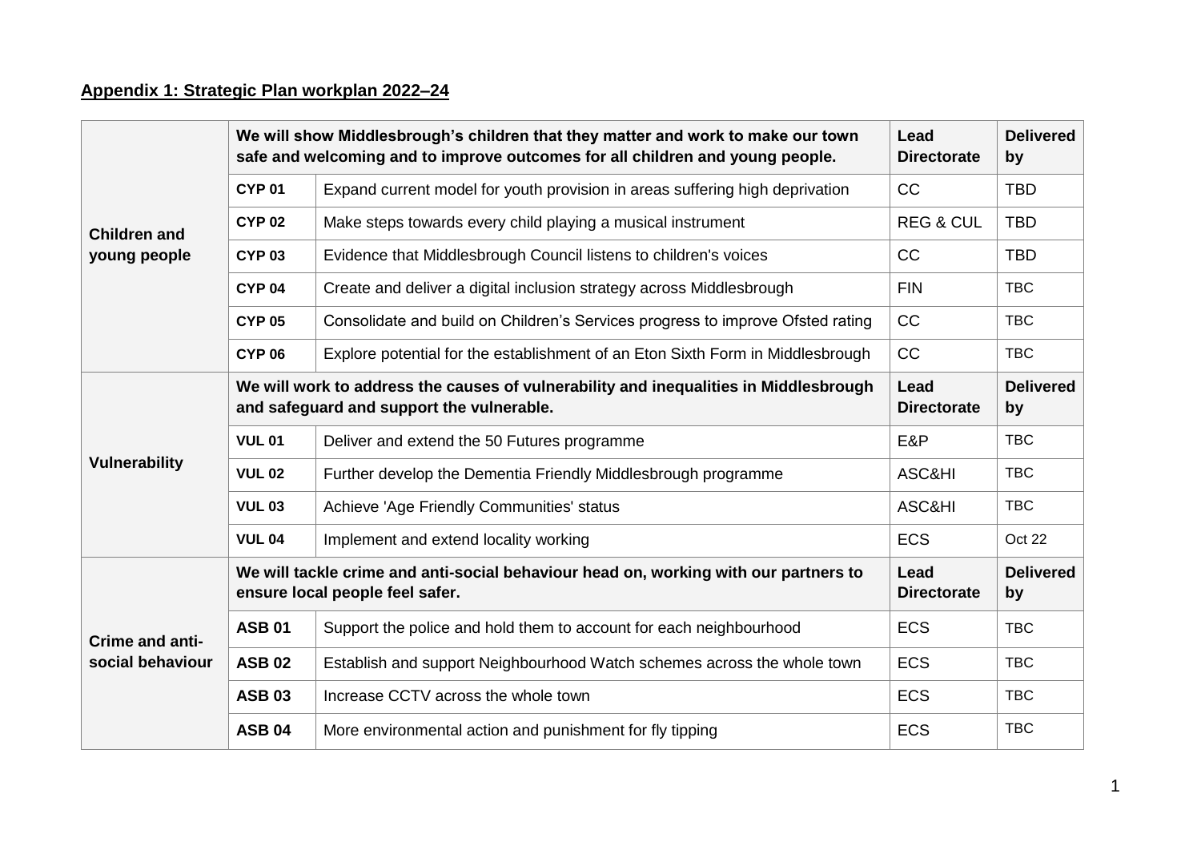**Appendix 1: Strategic Plan workplan 2022–24**

| | We will show Middlesbrough's children that they matter and work to make our town safe and welcoming and to improve outcomes for all children and young people. | | Lead Directorate | Delivered by |
|---|---|---|---|---|
| **Children and young people** | **CYP 01** | Expand current model for youth provision in areas suffering high deprivation | CC | TBD |
| | **CYP 02** | Make steps towards every child playing a musical instrument | REG & CUL | TBD |
| | **CYP 03** | Evidence that Middlesbrough Council listens to children's voices | CC | TBD |
| | **CYP 04** | Create and deliver a digital inclusion strategy across Middlesbrough | FIN | TBC |
| | **CYP 05** | Consolidate and build on Children's Services progress to improve Ofsted rating | CC | TBC |
| | **CYP 06** | Explore potential for the establishment of an Eton Sixth Form in Middlesbrough | CC | TBC |
| **Vulnerability** | **We will work to address the causes of vulnerability and inequalities in Middlesbrough and safeguard and support the vulnerable.** | | **Lead Directorate** | **Delivered by** |
| | **VUL 01** | Deliver and extend the 50 Futures programme | E&P | TBC |
| | **VUL 02** | Further develop the Dementia Friendly Middlesbrough programme | ASC&HI | TBC |
| | **VUL 03** | Achieve 'Age Friendly Communities' status | ASC&HI | TBC |
| | **VUL 04** | Implement and extend locality working | ECS | Oct 22 |
| **Crime and anti-social behaviour** | **We will tackle crime and anti-social behaviour head on, working with our partners to ensure local people feel safer.** | | **Lead Directorate** | **Delivered by** |
| | **ASB 01** | Support the police and hold them to account for each neighbourhood | ECS | TBC |
| | **ASB 02** | Establish and support Neighbourhood Watch schemes across the whole town | ECS | TBC |
| | **ASB 03** | Increase CCTV across the whole town | ECS | TBC |
| | **ASB 04** | More environmental action and punishment for fly tipping | ECS | TBC |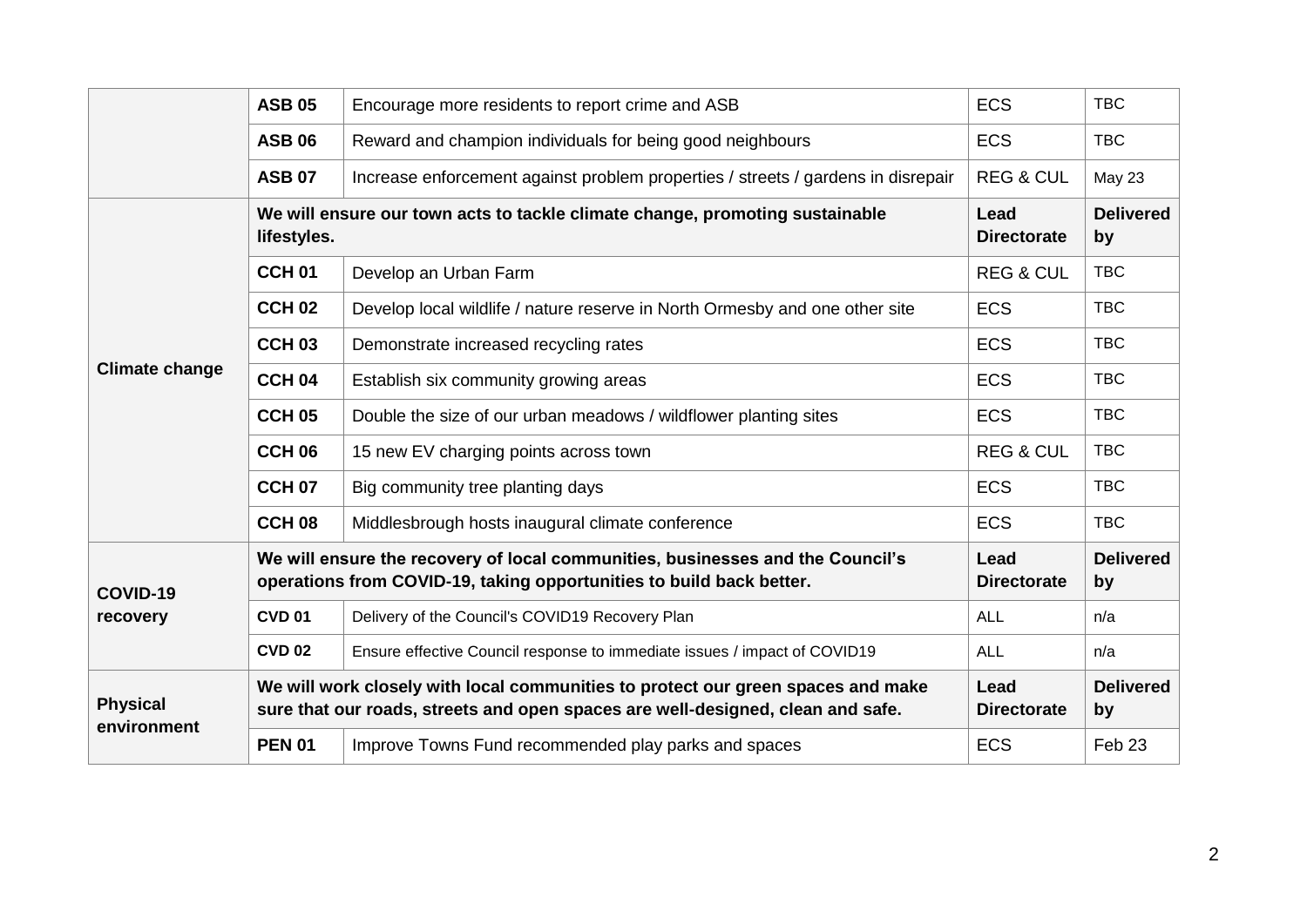| | | | | |
|---|---|---|---|---|
| | **ASB 05** | Encourage more residents to report crime and ASB | ECS | TBC |
| | **ASB 06** | Reward and champion individuals for being good neighbours | ECS | TBC |
| | **ASB 07** | Increase enforcement against problem properties / streets / gardens in disrepair | REG & CUL | May 23 |
| **Climate change** | **We will ensure our town acts to tackle climate change, promoting sustainable lifestyles.** | | **Lead Directorate** | **Delivered by** |
| | **CCH 01** | Develop an Urban Farm | REG & CUL | TBC |
| | **CCH 02** | Develop local wildlife / nature reserve in North Ormesby and one other site | ECS | TBC |
| | **CCH 03** | Demonstrate increased recycling rates | ECS | TBC |
| | **CCH 04** | Establish six community growing areas | ECS | TBC |
| | **CCH 05** | Double the size of our urban meadows / wildflower planting sites | ECS | TBC |
| | **CCH 06** | 15 new EV charging points across town | REG & CUL | TBC |
| | **CCH 07** | Big community tree planting days | ECS | TBC |
| | **CCH 08** | Middlesbrough hosts inaugural climate conference | ECS | TBC |
| **COVID-19 recovery** | **We will ensure the recovery of local communities, businesses and the Council's operations from COVID-19, taking opportunities to build back better.** | | **Lead Directorate** | **Delivered by** |
| | **CVD 01** | Delivery of the Council's COVID19 Recovery Plan | ALL | n/a |
| | **CVD 02** | Ensure effective Council response to immediate issues / impact of COVID19 | ALL | n/a |
| **Physical environment** | **We will work closely with local communities to protect our green spaces and make sure that our roads, streets and open spaces are well-designed, clean and safe.** | | **Lead Directorate** | **Delivered by** |
| | **PEN 01** | Improve Towns Fund recommended play parks and spaces | ECS | Feb 23 |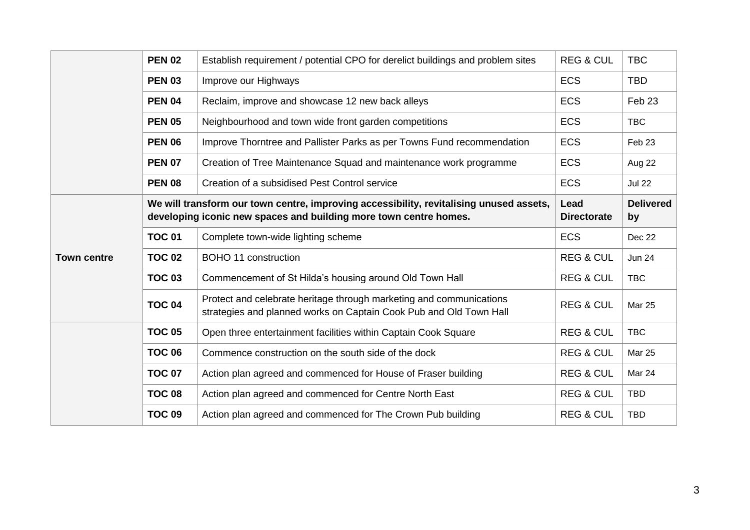| | | | | |
|---|---|---|---|---|
| | **PEN 02** | Establish requirement / potential CPO for derelict buildings and problem sites | REG & CUL | TBC |
| | **PEN 03** | Improve our Highways | ECS | TBD |
| | **PEN 04** | Reclaim, improve and showcase 12 new back alleys | ECS | Feb 23 |
| | **PEN 05** | Neighbourhood and town wide front garden competitions | ECS | TBC |
| | **PEN 06** | Improve Thorntree and Pallister Parks as per Towns Fund recommendation | ECS | Feb 23 |
| | **PEN 07** | Creation of Tree Maintenance Squad and maintenance work programme | ECS | Aug 22 |
| | **PEN 08** | Creation of a subsidised Pest Control service | ECS | Jul 22 |
| **Town centre** | **We will transform our town centre, improving accessibility, revitalising unused assets, developing iconic new spaces and building more town centre homes.** | | **Lead Directorate** | **Delivered by** |
| | **TOC 01** | Complete town-wide lighting scheme | ECS | Dec 22 |
| | **TOC 02** | BOHO 11 construction | REG & CUL | Jun 24 |
| | **TOC 03** | Commencement of St Hilda's housing around Old Town Hall | REG & CUL | TBC |
| | **TOC 04** | Protect and celebrate heritage through marketing and communications strategies and planned works on Captain Cook Pub and Old Town Hall | REG & CUL | Mar 25 |
| | **TOC 05** | Open three entertainment facilities within Captain Cook Square | REG & CUL | TBC |
| | **TOC 06** | Commence construction on the south side of the dock | REG & CUL | Mar 25 |
| | **TOC 07** | Action plan agreed and commenced for House of Fraser building | REG & CUL | Mar 24 |
| | **TOC 08** | Action plan agreed and commenced for Centre North East | REG & CUL | TBD |
| | **TOC 09** | Action plan agreed and commenced for The Crown Pub building | REG & CUL | TBD |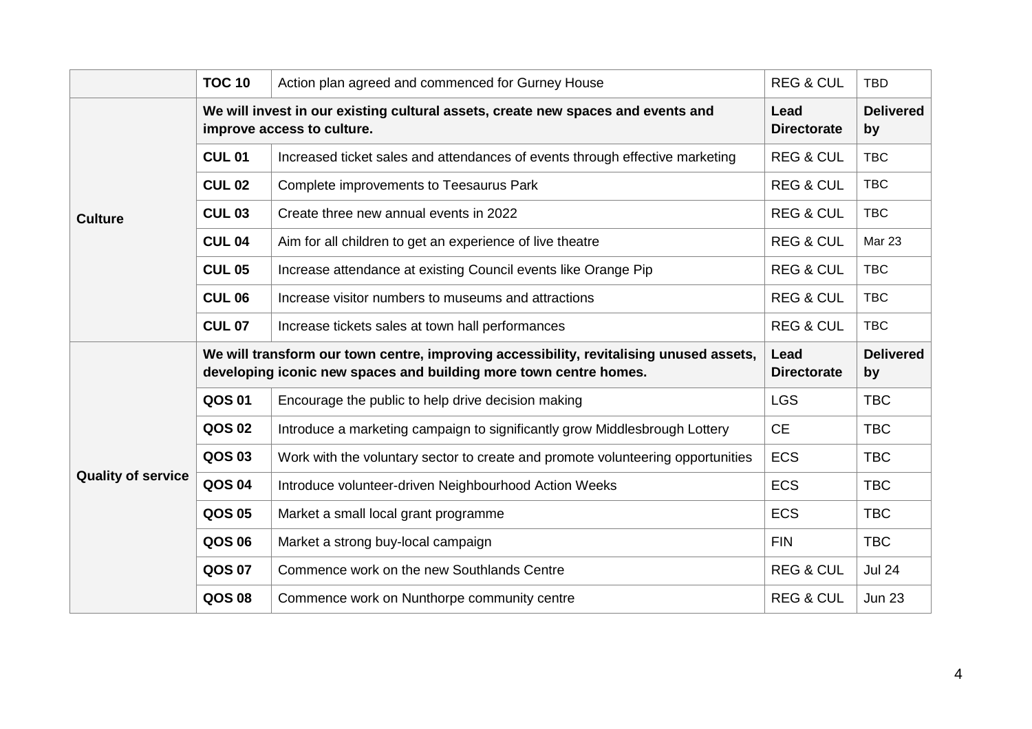| | | | | |
|---|---|---|---|---|
| | **TOC 10** | Action plan agreed and commenced for Gurney House | REG & CUL | TBD |
| **Culture** | **We will invest in our existing cultural assets, create new spaces and events and improve access to culture.** | | **Lead Directorate** | **Delivered by** |
| | **CUL 01** | Increased ticket sales and attendances of events through effective marketing | REG & CUL | TBC |
| | **CUL 02** | Complete improvements to Teesaurus Park | REG & CUL | TBC |
| | **CUL 03** | Create three new annual events in 2022 | REG & CUL | TBC |
| | **CUL 04** | Aim for all children to get an experience of live theatre | REG & CUL | Mar 23 |
| | **CUL 05** | Increase attendance at existing Council events like Orange Pip | REG & CUL | TBC |
| | **CUL 06** | Increase visitor numbers to museums and attractions | REG & CUL | TBC |
| | **CUL 07** | Increase tickets sales at town hall performances | REG & CUL | TBC |
| **Quality of service** | **We will transform our town centre, improving accessibility, revitalising unused assets, developing iconic new spaces and building more town centre homes.** | | **Lead Directorate** | **Delivered by** |
| | **QOS 01** | Encourage the public to help drive decision making | LGS | TBC |
| | **QOS 02** | Introduce a marketing campaign to significantly grow Middlesbrough Lottery | CE | TBC |
| | **QOS 03** | Work with the voluntary sector to create and promote volunteering opportunities | ECS | TBC |
| | **QOS 04** | Introduce volunteer-driven Neighbourhood Action Weeks | ECS | TBC |
| | **QOS 05** | Market a small local grant programme | ECS | TBC |
| | **QOS 06** | Market a strong buy-local campaign | FIN | TBC |
| | **QOS 07** | Commence work on the new Southlands Centre | REG & CUL | Jul 24 |
| | **QOS 08** | Commence work on Nunthorpe community centre | REG & CUL | Jun 23 |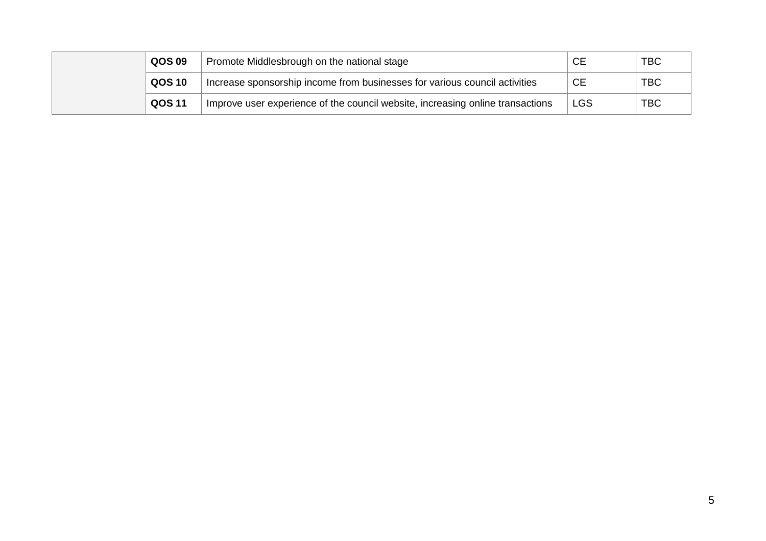| | | | | |
|---|---|---|---|---|
| | **QOS 09** | Promote Middlesbrough on the national stage | CE | TBC |
| | **QOS 10** | Increase sponsorship income from businesses for various council activities | CE | TBC |
| | **QOS 11** | Improve user experience of the council website, increasing online transactions | LGS | TBC |